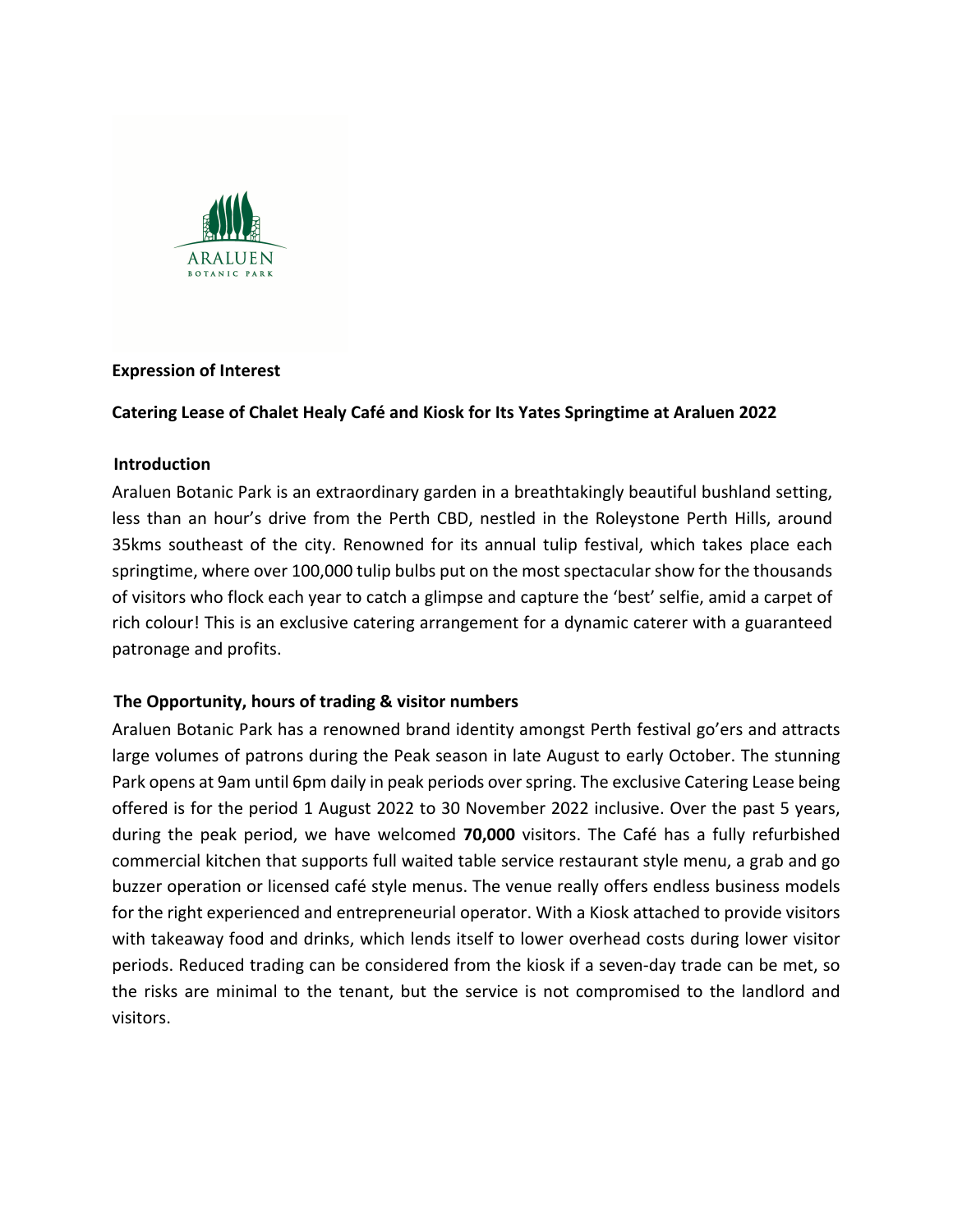ARALUEN

BOTANIC PARK

**Expression of Interest**

**Catering Lease of Chalet Healy Café and Kiosk for Its Yates Springtime at Araluen 2022**

## Introduction

Araluen Botanic Park is an extraordinary garden in a breathtakingly beautiful bushland setting, less than an hour's drive from the Perth CBD, nestled in the Roleystone Perth Hills, around 35kms southeast of the city. Renowned for its annual tulip festival, which takes place each springtime, where over 100,000 tulip bulbs put on the most spectacular show for the thousands of visitors who flock each year to catch a glimpse and capture the 'best' selfie, amid a carpet of rich colour! This is an exclusive catering arrangement for a dynamic caterer with a guaranteed patronage and profits.

## The Opportunity, hours of trading & visitor numbers

Araluen Botanic Park has a renowned brand identity amongst Perth festival go'ers and attracts large volumes of patrons during the Peak season in late August to early October. The stunning Park opens at 9am until 6pm daily in peak periods over spring. The exclusive Catering Lease being offered is for the period 1 August 2022 to 30 November 2022 inclusive. Over the past 5 years, during the peak period, we have welcomed **70,000** visitors. The Café has a fully refurbished commercial kitchen that supports full waited table service restaurant style menu, a grab and go buzzer operation or licensed café style menus. The venue really offers endless business models for the right experienced and entrepreneurial operator. With a Kiosk attached to provide visitors with takeaway food and drinks, which lends itself to lower overhead costs during lower visitor periods. Reduced trading can be considered from the kiosk if a seven-day trade can be met, so the risks are minimal to the tenant, but the service is not compromised to the landlord and visitors.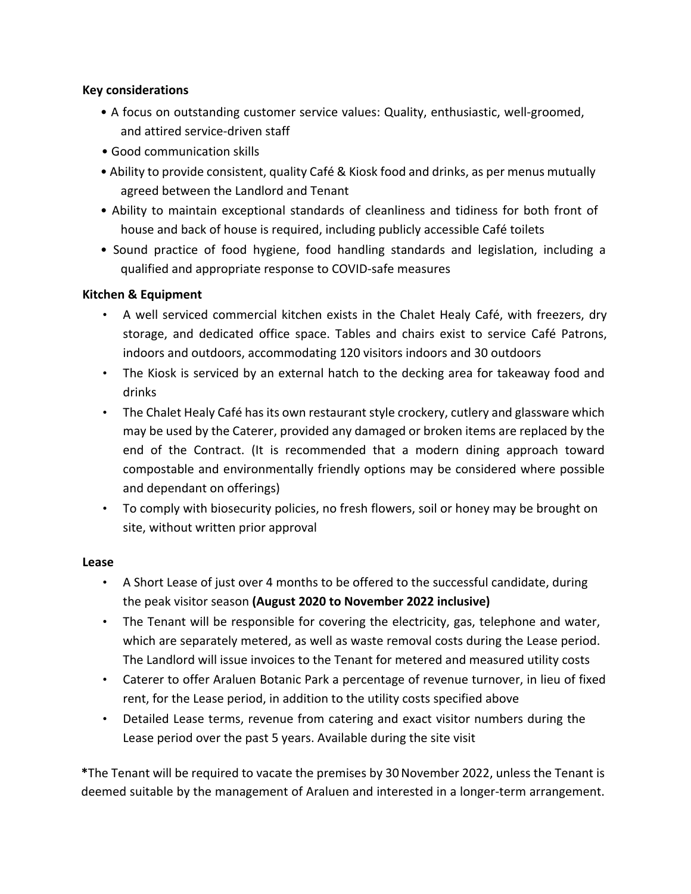**Key considerations**

- A focus on outstanding customer service values: Quality, enthusiastic, well-groomed, and attired service-driven staff
- Good communication skills
- Ability to provide consistent, quality Café & Kiosk food and drinks, as per menus mutually agreed between the Landlord and Tenant
- Ability to maintain exceptional standards of cleanliness and tidiness for both front of house and back of house is required, including publicly accessible Café toilets
- Sound practice of food hygiene, food handling standards and legislation, including a qualified and appropriate response to COVID-safe measures

**Kitchen & Equipment**

- A well serviced commercial kitchen exists in the Chalet Healy Café, with freezers, dry storage, and dedicated office space. Tables and chairs exist to service Café Patrons, indoors and outdoors, accommodating 120 visitors indoors and 30 outdoors
- The Kiosk is serviced by an external hatch to the decking area for takeaway food and drinks
- The Chalet Healy Café has its own restaurant style crockery, cutlery and glassware which may be used by the Caterer, provided any damaged or broken items are replaced by the end of the Contract. (It is recommended that a modern dining approach toward compostable and environmentally friendly options may be considered where possible and dependant on offerings)
- To comply with biosecurity policies, no fresh flowers, soil or honey may be brought on site, without written prior approval

**Lease**

- A Short Lease of just over 4 months to be offered to the successful candidate, during the peak visitor season **(August 2020 to November 2022 inclusive)**
- The Tenant will be responsible for covering the electricity, gas, telephone and water, which are separately metered, as well as waste removal costs during the Lease period. The Landlord will issue invoices to the Tenant for metered and measured utility costs
- Caterer to offer Araluen Botanic Park a percentage of revenue turnover, in lieu of fixed rent, for the Lease period, in addition to the utility costs specified above
- Detailed Lease terms, revenue from catering and exact visitor numbers during the Lease period over the past 5 years. Available during the site visit

**\***The Tenant will be required to vacate the premises by 30 November 2022, unless the Tenant is deemed suitable by the management of Araluen and interested in a longer-term arrangement.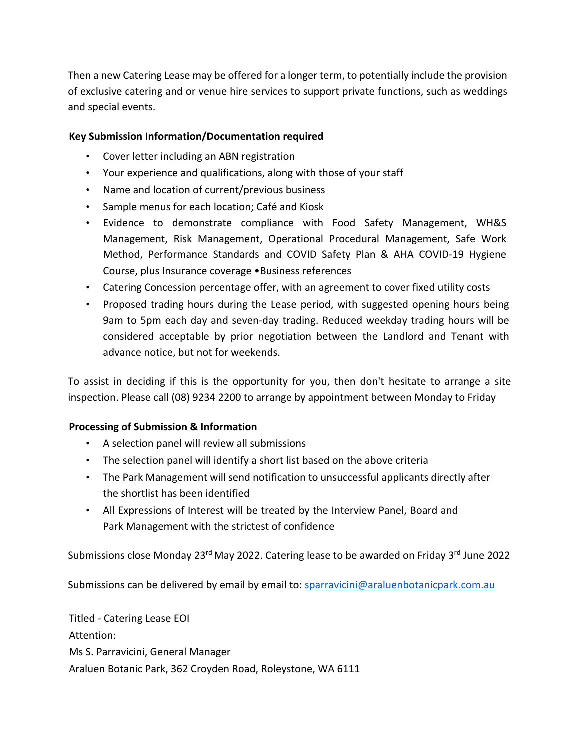Then a new Catering Lease may be offered for a longer term, to potentially include the provision of exclusive catering and or venue hire services to support private functions, such as weddings and special events.

**Key Submission Information/Documentation required**

- Cover letter including an ABN registration
- Your experience and qualifications, along with those of your staff
- Name and location of current/previous business
- Sample menus for each location; Café and Kiosk
- Evidence to demonstrate compliance with Food Safety Management, WH&S Management, Risk Management, Operational Procedural Management, Safe Work Method, Performance Standards and COVID Safety Plan & AHA COVID-19 Hygiene Course, plus Insurance coverage •Business references
- Catering Concession percentage offer, with an agreement to cover fixed utility costs
- Proposed trading hours during the Lease period, with suggested opening hours being 9am to 5pm each day and seven-day trading. Reduced weekday trading hours will be considered acceptable by prior negotiation between the Landlord and Tenant with advance notice, but not for weekends.

To assist in deciding if this is the opportunity for you, then don't hesitate to arrange a site inspection. Please call (08) 9234 2200 to arrange by appointment between Monday to Friday

**Processing of Submission & Information**

- A selection panel will review all submissions
- The selection panel will identify a short list based on the above criteria
- The Park Management will send notification to unsuccessful applicants directly after the shortlist has been identified
- All Expressions of Interest will be treated by the Interview Panel, Board and Park Management with the strictest of confidence

Submissions close Monday 23rd May 2022. Catering lease to be awarded on Friday 3rd June 2022

Submissions can be delivered by email by email to: sparravicini@araluenbotanicpark.com.au

Titled - Catering Lease EOI
Attention:
Ms S. Parravicini, General Manager
Araluen Botanic Park, 362 Croyden Road, Roleystone, WA 6111